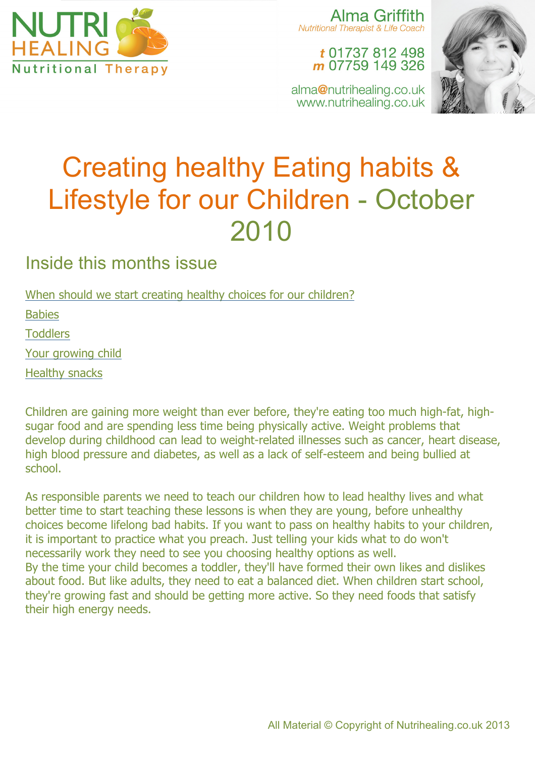NUTRI HEALING
Nutritional Therapy

Alma Griffith
*Nutritional Therapist & Life Coach*

**t** 01737 812 498
**m** 07759 149 326

alma@nutrihealing.co.uk
www.nutrihealing.co.uk

# Creating healthy Eating habits & Lifestyle for our Children - October 2010

## Inside this months issue

When should we start creating healthy choices for our children?

Babies

Toddlers

Your growing child

Healthy snacks

Children are gaining more weight than ever before, they're eating too much high-fat, high-sugar food and are spending less time being physically active. Weight problems that develop during childhood can lead to weight-related illnesses such as cancer, heart disease, high blood pressure and diabetes, as well as a lack of self-esteem and being bullied at school.

As responsible parents we need to teach our children how to lead healthy lives and what better time to start teaching these lessons is when they are young, before unhealthy choices become lifelong bad habits. If you want to pass on healthy habits to your children, it is important to practice what you preach. Just telling your kids what to do won't necessarily work they need to see you choosing healthy options as well.
By the time your child becomes a toddler, they'll have formed their own likes and dislikes about food. But like adults, they need to eat a balanced diet. When children start school, they're growing fast and should be getting more active. So they need foods that satisfy their high energy needs.

All Material © Copyright of Nutrihealing.co.uk 2013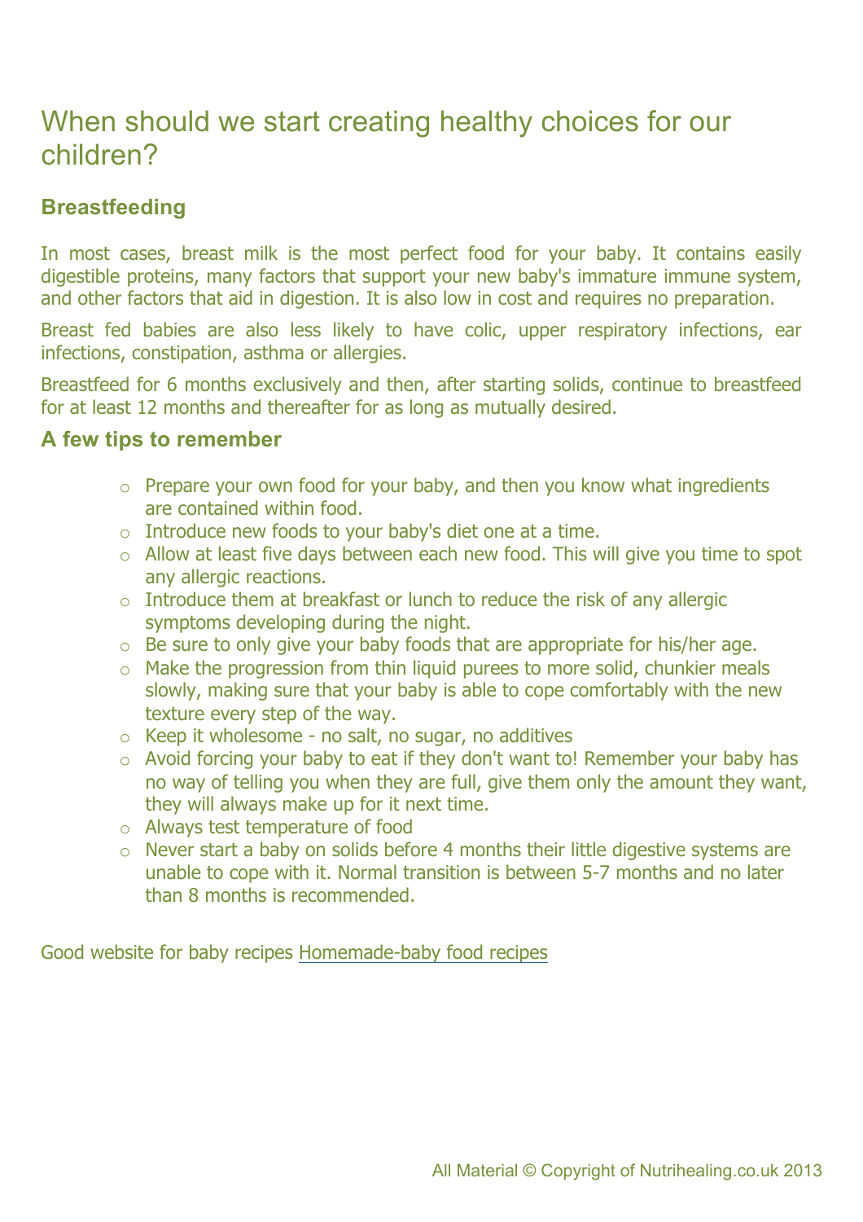# When should we start creating healthy choices for our children?

## Breastfeeding

In most cases, breast milk is the most perfect food for your baby. It contains easily digestible proteins, many factors that support your new baby's immature immune system, and other factors that aid in digestion. It is also low in cost and requires no preparation.

Breast fed babies are also less likely to have colic, upper respiratory infections, ear infections, constipation, asthma or allergies.

Breastfeed for 6 months exclusively and then, after starting solids, continue to breastfeed for at least 12 months and thereafter for as long as mutually desired.

## A few tips to remember

- Prepare your own food for your baby, and then you know what ingredients are contained within food.
- Introduce new foods to your baby's diet one at a time.
- Allow at least five days between each new food. This will give you time to spot any allergic reactions.
- Introduce them at breakfast or lunch to reduce the risk of any allergic symptoms developing during the night.
- Be sure to only give your baby foods that are appropriate for his/her age.
- Make the progression from thin liquid purees to more solid, chunkier meals slowly, making sure that your baby is able to cope comfortably with the new texture every step of the way.
- Keep it wholesome - no salt, no sugar, no additives
- Avoid forcing your baby to eat if they don't want to! Remember your baby has no way of telling you when they are full, give them only the amount they want, they will always make up for it next time.
- Always test temperature of food
- Never start a baby on solids before 4 months their little digestive systems are unable to cope with it. Normal transition is between 5-7 months and no later than 8 months is recommended.

Good website for baby recipes Homemade-baby food recipes

All Material © Copyright of Nutrihealing.co.uk 2013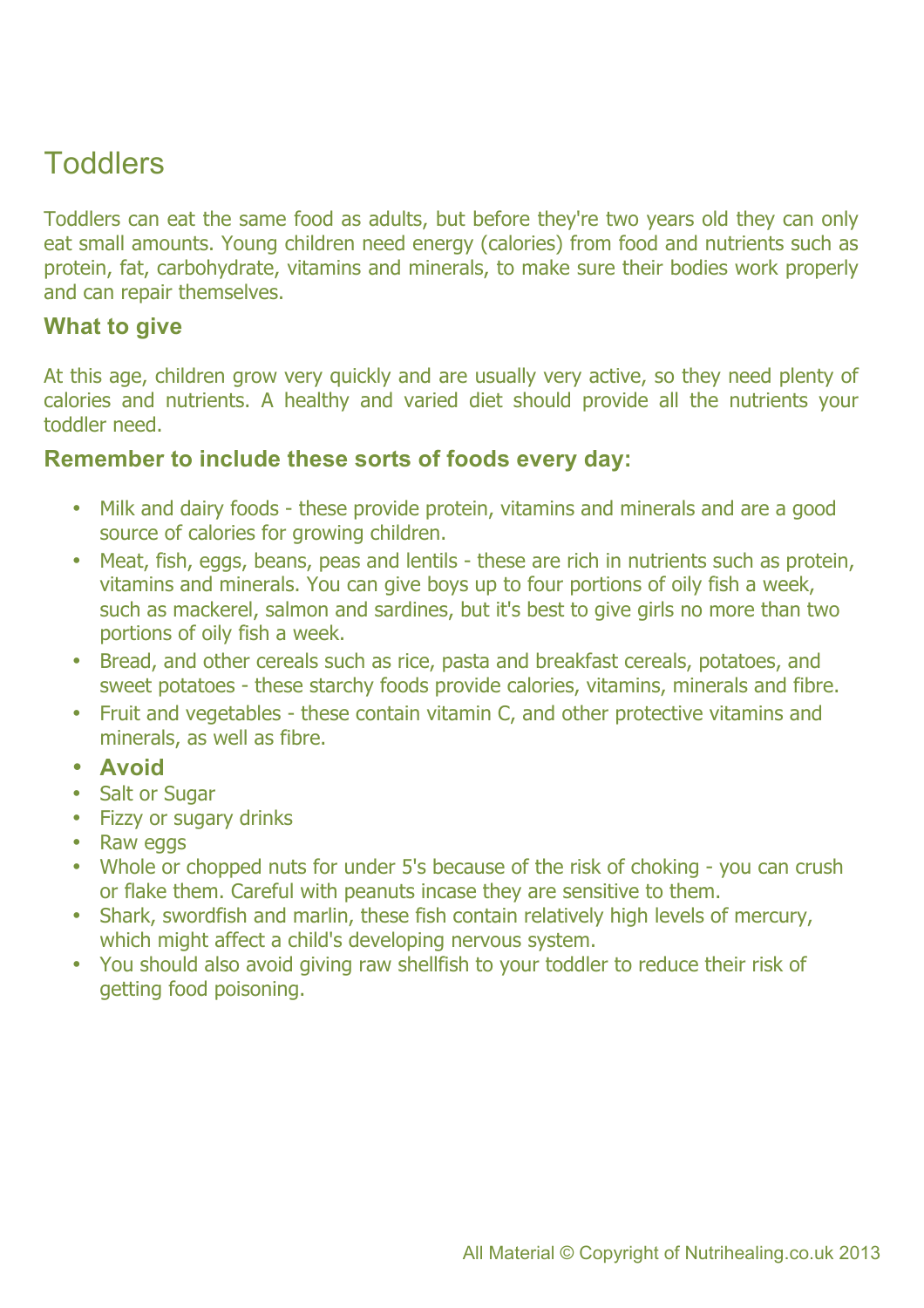# Toddlers

Toddlers can eat the same food as adults, but before they're two years old they can only eat small amounts. Young children need energy (calories) from food and nutrients such as protein, fat, carbohydrate, vitamins and minerals, to make sure their bodies work properly and can repair themselves.

### What to give

At this age, children grow very quickly and are usually very active, so they need plenty of calories and nutrients. A healthy and varied diet should provide all the nutrients your toddler need.

### Remember to include these sorts of foods every day:

- Milk and dairy foods - these provide protein, vitamins and minerals and are a good source of calories for growing children.
- Meat, fish, eggs, beans, peas and lentils - these are rich in nutrients such as protein, vitamins and minerals. You can give boys up to four portions of oily fish a week, such as mackerel, salmon and sardines, but it's best to give girls no more than two portions of oily fish a week.
- Bread, and other cereals such as rice, pasta and breakfast cereals, potatoes, and sweet potatoes - these starchy foods provide calories, vitamins, minerals and fibre.
- Fruit and vegetables - these contain vitamin C, and other protective vitamins and minerals, as well as fibre.
- **Avoid**
- Salt or Sugar
- Fizzy or sugary drinks
- Raw eggs
- Whole or chopped nuts for under 5's because of the risk of choking - you can crush or flake them. Careful with peanuts incase they are sensitive to them.
- Shark, swordfish and marlin, these fish contain relatively high levels of mercury, which might affect a child's developing nervous system.
- You should also avoid giving raw shellfish to your toddler to reduce their risk of getting food poisoning.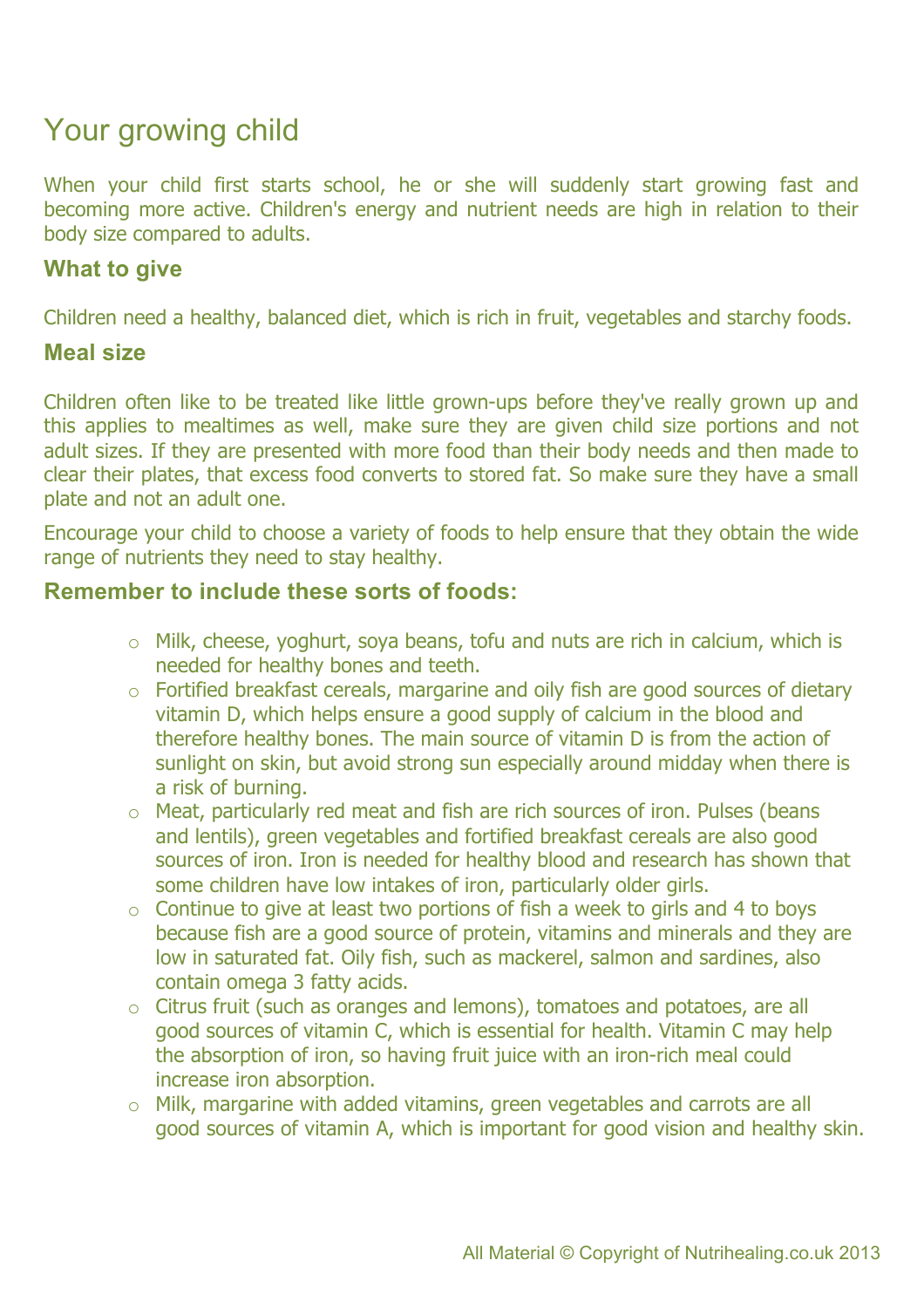# Your growing child

When your child first starts school, he or she will suddenly start growing fast and becoming more active. Children's energy and nutrient needs are high in relation to their body size compared to adults.

### What to give

Children need a healthy, balanced diet, which is rich in fruit, vegetables and starchy foods.

### Meal size

Children often like to be treated like little grown-ups before they've really grown up and this applies to mealtimes as well, make sure they are given child size portions and not adult sizes. If they are presented with more food than their body needs and then made to clear their plates, that excess food converts to stored fat. So make sure they have a small plate and not an adult one.

Encourage your child to choose a variety of foods to help ensure that they obtain the wide range of nutrients they need to stay healthy.

### Remember to include these sorts of foods:

- Milk, cheese, yoghurt, soya beans, tofu and nuts are rich in calcium, which is needed for healthy bones and teeth.
- Fortified breakfast cereals, margarine and oily fish are good sources of dietary vitamin D, which helps ensure a good supply of calcium in the blood and therefore healthy bones. The main source of vitamin D is from the action of sunlight on skin, but avoid strong sun especially around midday when there is a risk of burning.
- Meat, particularly red meat and fish are rich sources of iron. Pulses (beans and lentils), green vegetables and fortified breakfast cereals are also good sources of iron. Iron is needed for healthy blood and research has shown that some children have low intakes of iron, particularly older girls.
- Continue to give at least two portions of fish a week to girls and 4 to boys because fish are a good source of protein, vitamins and minerals and they are low in saturated fat. Oily fish, such as mackerel, salmon and sardines, also contain omega 3 fatty acids.
- Citrus fruit (such as oranges and lemons), tomatoes and potatoes, are all good sources of vitamin C, which is essential for health. Vitamin C may help the absorption of iron, so having fruit juice with an iron-rich meal could increase iron absorption.
- Milk, margarine with added vitamins, green vegetables and carrots are all good sources of vitamin A, which is important for good vision and healthy skin.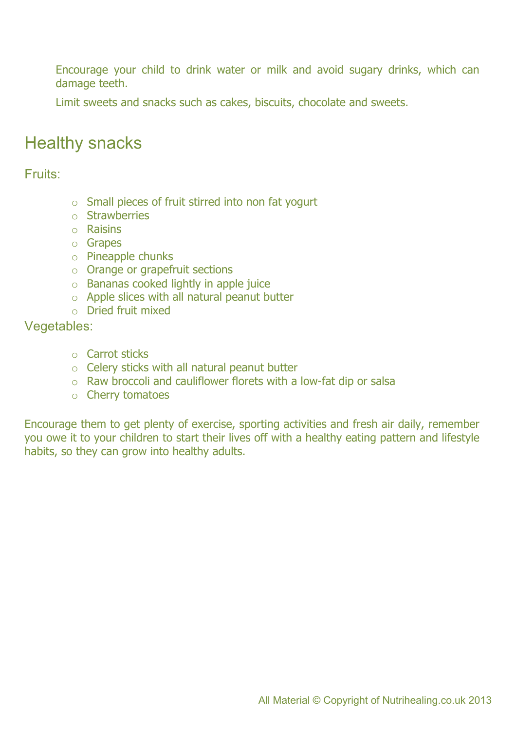Encourage your child to drink water or milk and avoid sugary drinks, which can damage teeth.

Limit sweets and snacks such as cakes, biscuits, chocolate and sweets.

## Healthy snacks

### Fruits:

- Small pieces of fruit stirred into non fat yogurt
- Strawberries
- Raisins
- Grapes
- Pineapple chunks
- Orange or grapefruit sections
- Bananas cooked lightly in apple juice
- Apple slices with all natural peanut butter
- Dried fruit mixed

### Vegetables:

- Carrot sticks
- Celery sticks with all natural peanut butter
- Raw broccoli and cauliflower florets with a low-fat dip or salsa
- Cherry tomatoes

Encourage them to get plenty of exercise, sporting activities and fresh air daily, remember you owe it to your children to start their lives off with a healthy eating pattern and lifestyle habits, so they can grow into healthy adults.